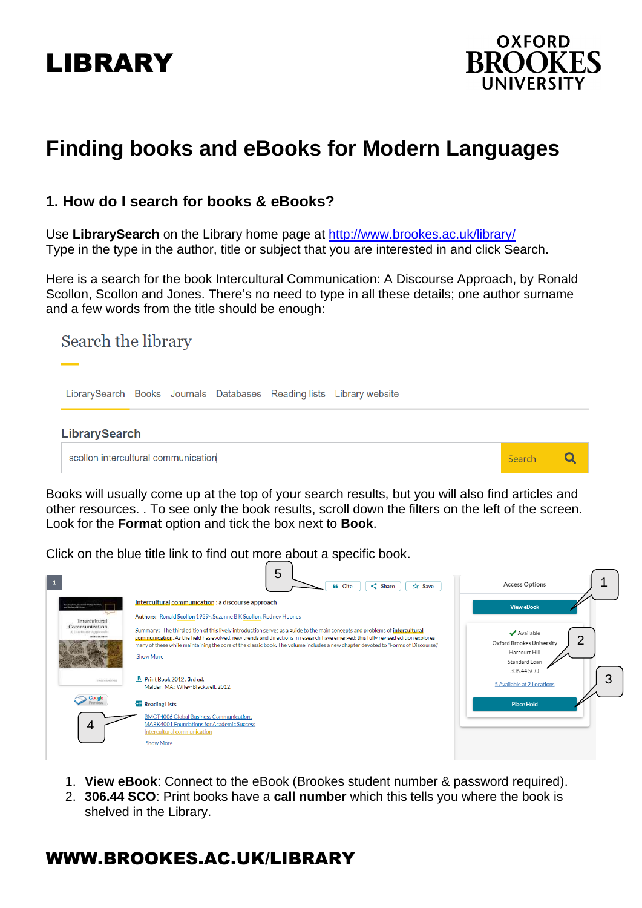# Finding books and eBooks for Modern Languages

## 1. How do I search for books & eBooks?

Use **LibrarySearch** on the Library home page at http://www.brookes.ac.uk/library/
Type in the type in the author, title or subject that you are interested in and click Search.

Here is a search for the book Intercultural Communication: A Discourse Approach, by Ronald Scollon, Scollon and Jones. There's no need to type in all these details; one author surname and a few words from the title should be enough:

Books will usually come up at the top of your search results, but you will also find articles and other resources. . To see only the book results, scroll down the filters on the left of the screen. Look for the **Format** option and tick the box next to **Book**.

Click on the blue title link to find out more about a specific book.

1. **View eBook**: Connect to the eBook (Brookes student number & password required).
2. **306.44 SCO**: Print books have a **call number** which this tells you where the book is shelved in the Library.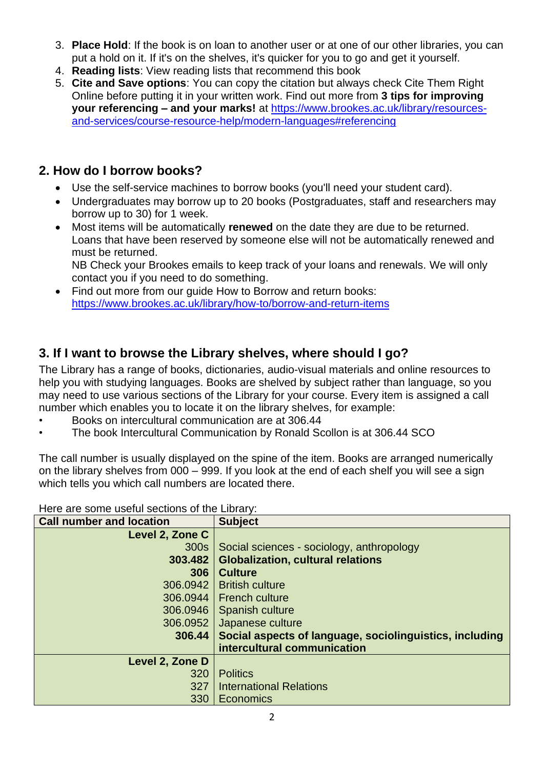3. **Place Hold**: If the book is on loan to another user or at one of our other libraries, you can put a hold on it. If it's on the shelves, it's quicker for you to go and get it yourself.
4. **Reading lists**: View reading lists that recommend this book
5. **Cite and Save options**: You can copy the citation but always check Cite Them Right Online before putting it in your written work. Find out more from **3 tips for improving your referencing – and your marks!** at https://www.brookes.ac.uk/library/resources-and-services/course-resource-help/modern-languages#referencing

## 2. How do I borrow books?

- Use the self-service machines to borrow books (you'll need your student card).
- Undergraduates may borrow up to 20 books (Postgraduates, staff and researchers may borrow up to 30) for 1 week.
- Most items will be automatically **renewed** on the date they are due to be returned. Loans that have been reserved by someone else will not be automatically renewed and must be returned.
  NB Check your Brookes emails to keep track of your loans and renewals. We will only contact you if you need to do something.
- Find out more from our guide How to Borrow and return books: https://www.brookes.ac.uk/library/how-to/borrow-and-return-items

## 3. If I want to browse the Library shelves, where should I go?

The Library has a range of books, dictionaries, audio-visual materials and online resources to help you with studying languages. Books are shelved by subject rather than language, so you may need to use various sections of the Library for your course. Every item is assigned a call number which enables you to locate it on the library shelves, for example:

- Books on intercultural communication are at 306.44
- The book Intercultural Communication by Ronald Scollon is at 306.44 SCO

The call number is usually displayed on the spine of the item. Books are arranged numerically on the library shelves from 000 – 999. If you look at the end of each shelf you will see a sign which tells you which call numbers are located there.

Here are some useful sections of the Library:

| Call number and location | Subject |
| ---: | --- |
| **Level 2, Zone C** | |
| 300s | Social sciences - sociology, anthropology |
| **303.482** | **Globalization, cultural relations** |
| **306** | **Culture** |
| 306.0942 | British culture |
| 306.0944 | French culture |
| 306.0946 | Spanish culture |
| 306.0952 | Japanese culture |
| **306.44** | **Social aspects of language, sociolinguistics, including intercultural communication** |
| **Level 2, Zone D** | |
| 320 | Politics |
| 327 | International Relations |
| 330 | Economics |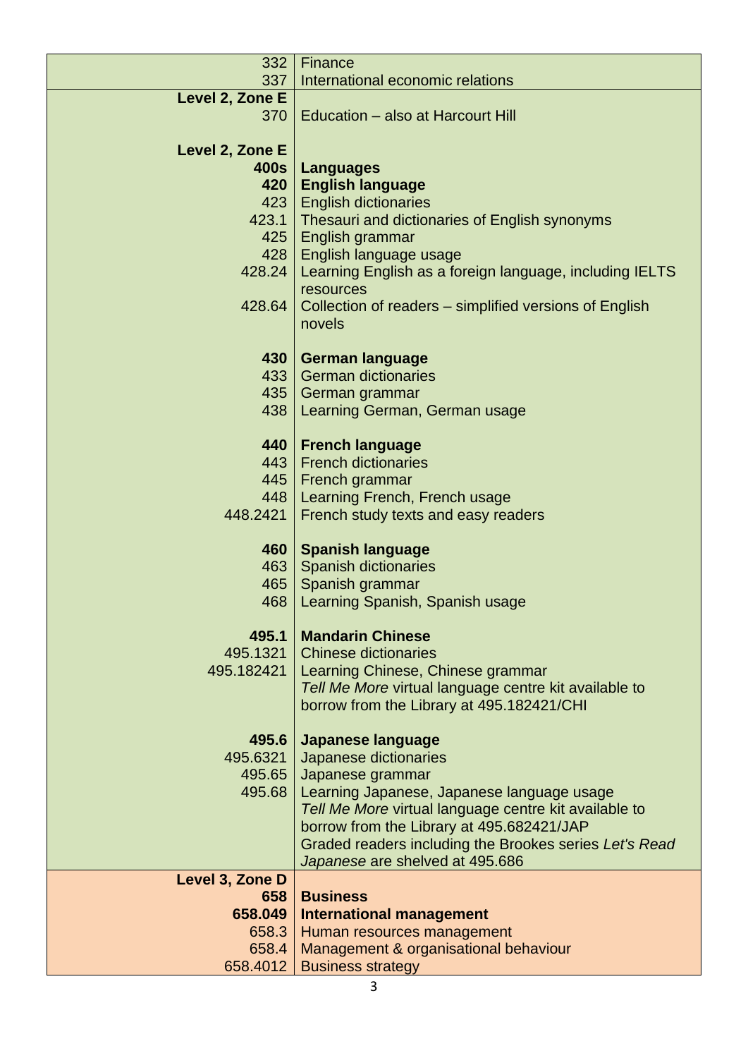| | |
|---|---|
| 332 | Finance |
| 337 | International economic relations |
| **Level 2, Zone E** | |
| 370 | Education – also at Harcourt Hill |
| | |
| **Level 2, Zone E** | |
| **400s** | **Languages** |
| **420** | **English language** |
| 423 | English dictionaries |
| 423.1 | Thesauri and dictionaries of English synonyms |
| 425 | English grammar |
| 428 | English language usage |
| 428.24 | Learning English as a foreign language, including IELTS resources |
| 428.64 | Collection of readers – simplified versions of English novels |
| | |
| **430** | **German language** |
| 433 | German dictionaries |
| 435 | German grammar |
| 438 | Learning German, German usage |
| | |
| **440** | **French language** |
| 443 | French dictionaries |
| 445 | French grammar |
| 448 | Learning French, French usage |
| 448.2421 | French study texts and easy readers |
| | |
| **460** | **Spanish language** |
| 463 | Spanish dictionaries |
| 465 | Spanish grammar |
| 468 | Learning Spanish, Spanish usage |
| | |
| **495.1** | **Mandarin Chinese** |
| 495.1321 | Chinese dictionaries |
| 495.182421 | Learning Chinese, Chinese grammar<br>*Tell Me More* virtual language centre kit available to borrow from the Library at 495.182421/CHI |
| | |
| **495.6** | **Japanese language** |
| 495.6321 | Japanese dictionaries |
| 495.65 | Japanese grammar |
| 495.68 | Learning Japanese, Japanese language usage<br>*Tell Me More* virtual language centre kit available to borrow from the Library at 495.682421/JAP<br>Graded readers including the Brookes series *Let's Read Japanese* are shelved at 495.686 |
| **Level 3, Zone D** | |
| **658** | **Business** |
| **658.049** | **International management** |
| 658.3 | Human resources management |
| 658.4 | Management & organisational behaviour |
| 658.4012 | Business strategy |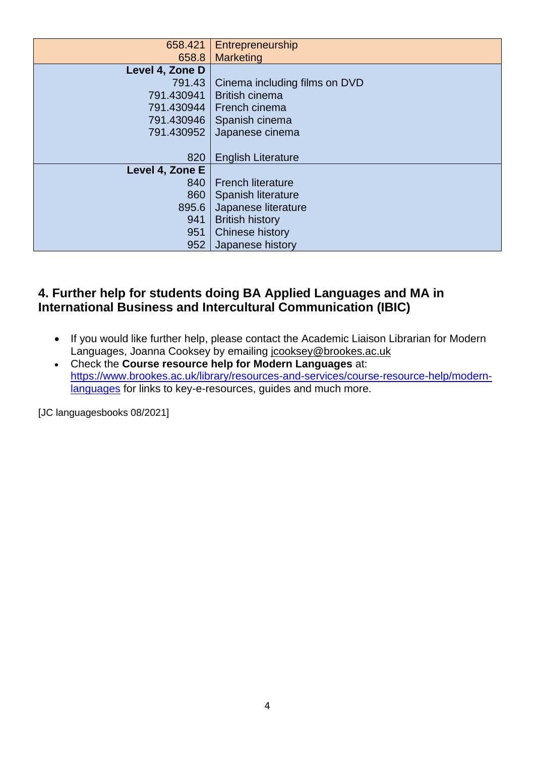| | |
|---|---|
| 658.421 | Entrepreneurship |
| 658.8 | Marketing |
| **Level 4, Zone D** | |
| 791.43 | Cinema including films on DVD |
| 791.430941 | British cinema |
| 791.430944 | French cinema |
| 791.430946 | Spanish cinema |
| 791.430952 | Japanese cinema |
| 820 | English Literature |
| **Level 4, Zone E** | |
| 840 | French literature |
| 860 | Spanish literature |
| 895.6 | Japanese literature |
| 941 | British history |
| 951 | Chinese history |
| 952 | Japanese history |

## 4. Further help for students doing BA Applied Languages and MA in International Business and Intercultural Communication (IBIC)

- If you would like further help, please contact the Academic Liaison Librarian for Modern Languages, Joanna Cooksey by emailing jcooksey@brookes.ac.uk
- Check the **Course resource help for Modern Languages** at: https://www.brookes.ac.uk/library/resources-and-services/course-resource-help/modern-languages for links to key-e-resources, guides and much more.

[JC languagesbooks 08/2021]